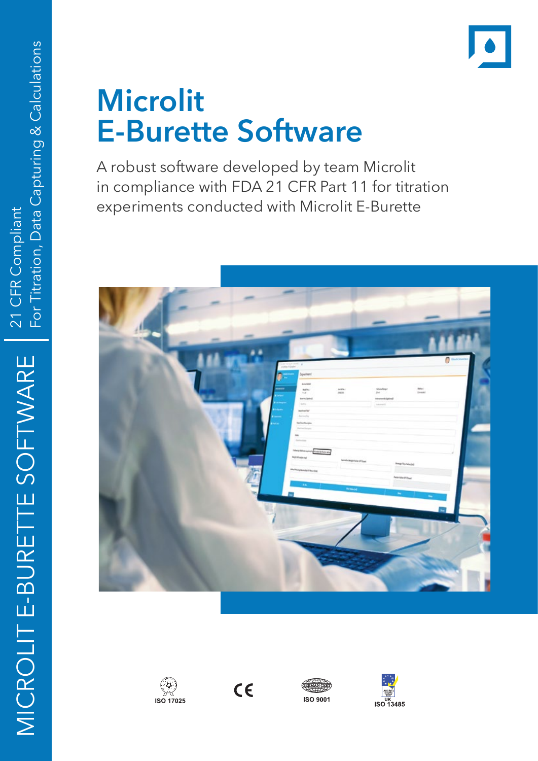# Microlit E-Burette Software

A robust software developed by team Microlit in compliance with FDA 21 CFR Part 11 for titration experiments conducted with Microlit E-Burette

MICROLIT E-BURETTE SOFTWARE

21 CFR Compliant

For Titration, Data Capturing & Calculations

ISO 17025

CE

ISO 9001

UK ISO 13485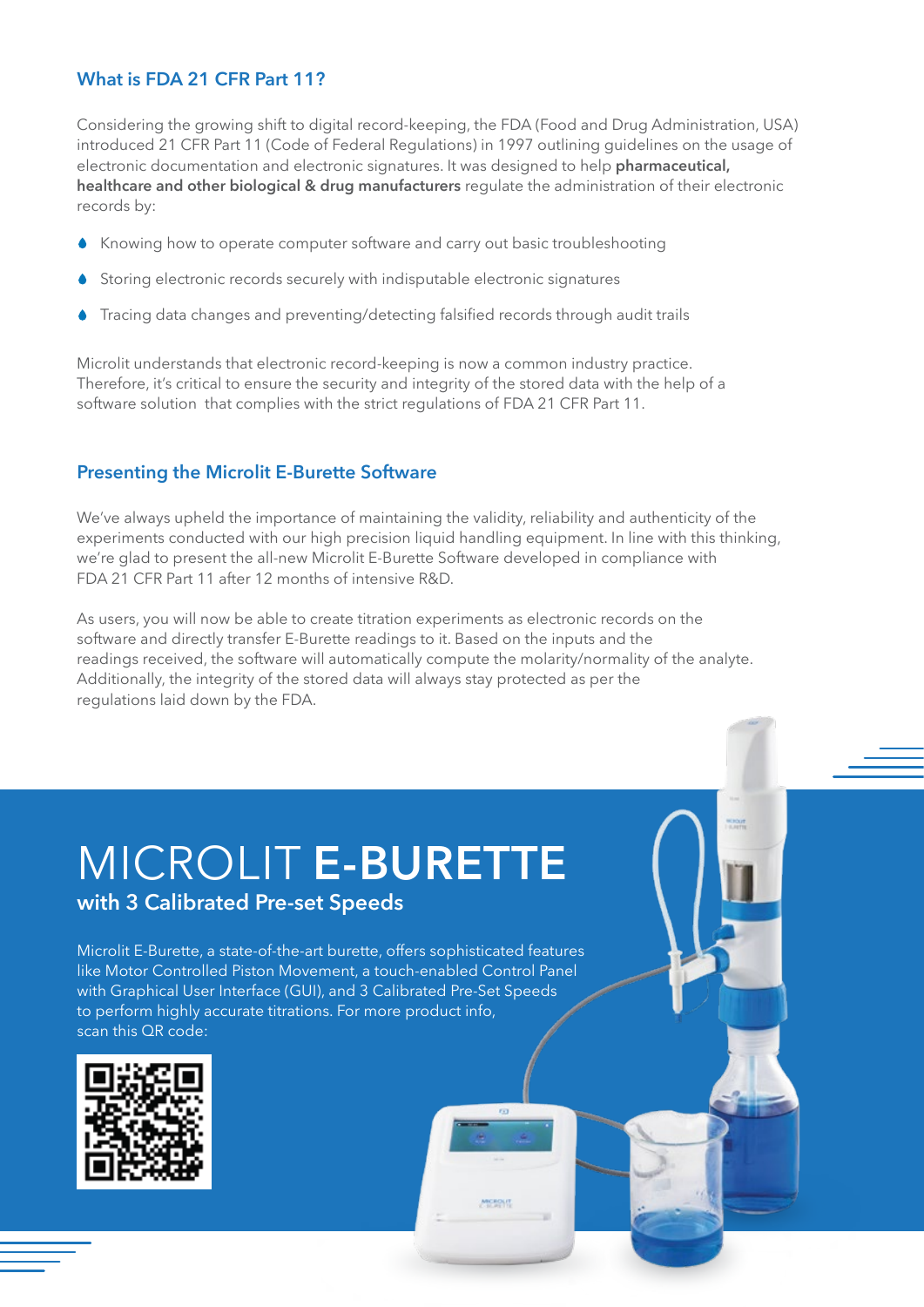## What is FDA 21 CFR Part 11?

Considering the growing shift to digital record-keeping, the FDA (Food and Drug Administration, USA) introduced 21 CFR Part 11 (Code of Federal Regulations) in 1997 outlining guidelines on the usage of electronic documentation and electronic signatures. It was designed to help **pharmaceutical, healthcare and other biological & drug manufacturers** regulate the administration of their electronic records by:

- Knowing how to operate computer software and carry out basic troubleshooting
- Storing electronic records securely with indisputable electronic signatures
- Tracing data changes and preventing/detecting falsified records through audit trails

Microlit understands that electronic record-keeping is now a common industry practice. Therefore, it's critical to ensure the security and integrity of the stored data with the help of a software solution that complies with the strict regulations of FDA 21 CFR Part 11.

## Presenting the Microlit E-Burette Software

We've always upheld the importance of maintaining the validity, reliability and authenticity of the experiments conducted with our high precision liquid handling equipment. In line with this thinking, we're glad to present the all-new Microlit E-Burette Software developed in compliance with FDA 21 CFR Part 11 after 12 months of intensive R&D.

As users, you will now be able to create titration experiments as electronic records on the software and directly transfer E-Burette readings to it. Based on the inputs and the readings received, the software will automatically compute the molarity/normality of the analyte. Additionally, the integrity of the stored data will always stay protected as per the regulations laid down by the FDA.

# MICROLIT **E-BURETTE**

### with 3 Calibrated Pre-set Speeds

Microlit E-Burette, a state-of-the-art burette, offers sophisticated features like Motor Controlled Piston Movement, a touch-enabled Control Panel with Graphical User Interface (GUI), and 3 Calibrated Pre-Set Speeds to perform highly accurate titrations. For more product info, scan this QR code: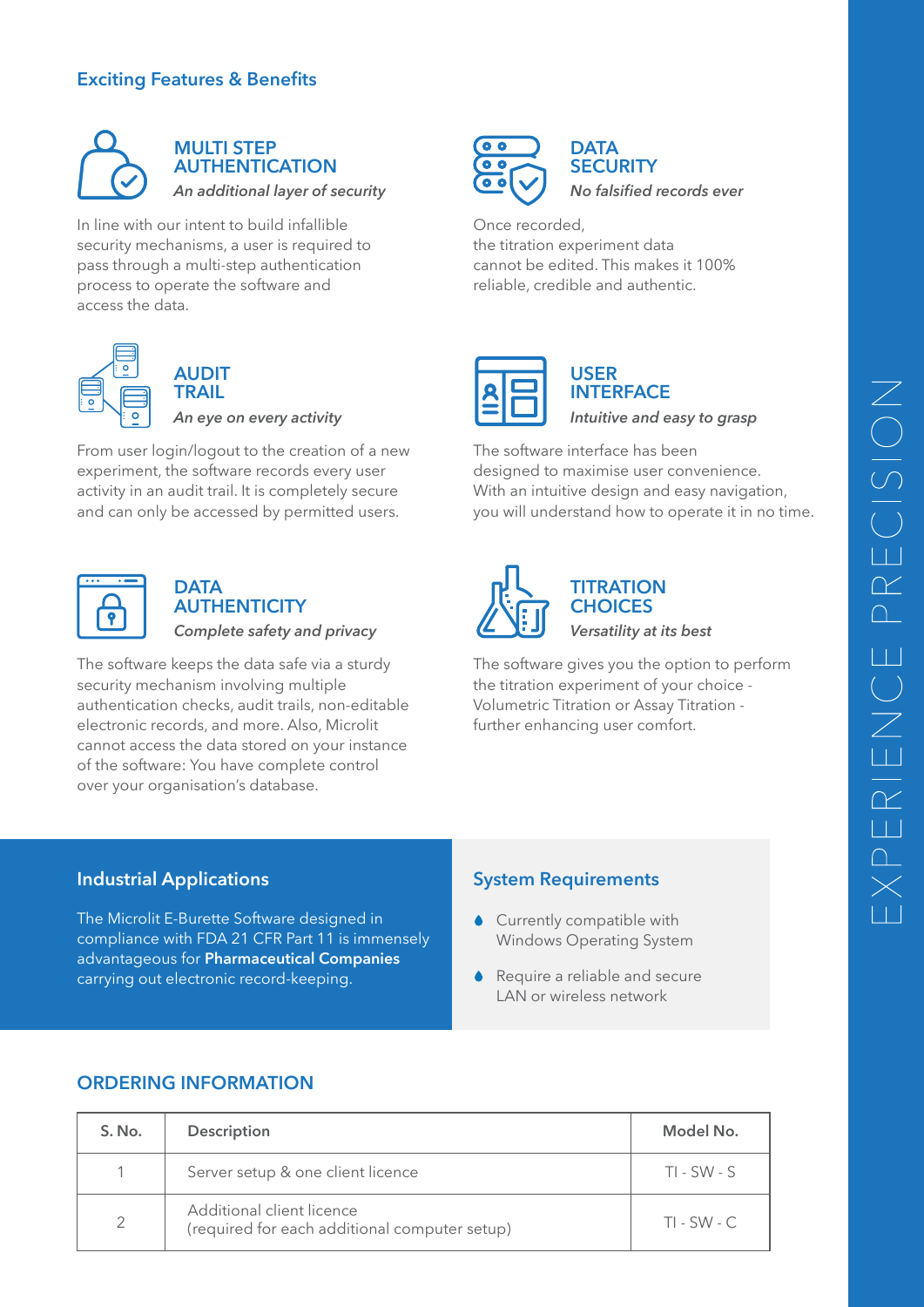## Exciting Features & Benefits

### MULTI STEP AUTHENTICATION

*An additional layer of security*

In line with our intent to build infallible security mechanisms, a user is required to pass through a multi-step authentication process to operate the software and access the data.

### DATA SECURITY

*No falsified records ever*

Once recorded, the titration experiment data cannot be edited. This makes it 100% reliable, credible and authentic.

### AUDIT TRAIL

*An eye on every activity*

From user login/logout to the creation of a new experiment, the software records every user activity in an audit trail. It is completely secure and can only be accessed by permitted users.

### USER INTERFACE

*Intuitive and easy to grasp*

The software interface has been designed to maximise user convenience. With an intuitive design and easy navigation, you will understand how to operate it in no time.

### DATA AUTHENTICITY

*Complete safety and privacy*

The software keeps the data safe via a sturdy security mechanism involving multiple authentication checks, audit trails, non-editable electronic records, and more. Also, Microlit cannot access the data stored on your instance of the software: You have complete control over your organisation's database.

### TITRATION CHOICES

*Versatility at its best*

The software gives you the option to perform the titration experiment of your choice - Volumetric Titration or Assay Titration - further enhancing user comfort.

## Industrial Applications

The Microlit E-Burette Software designed in compliance with FDA 21 CFR Part 11 is immensely advantageous for **Pharmaceutical Companies** carrying out electronic record-keeping.

## System Requirements

- Currently compatible with Windows Operating System
- Require a reliable and secure LAN or wireless network

## ORDERING INFORMATION

| S. No. | Description | Model No. |
|---|---|---|
| 1 | Server setup & one client licence | TI - SW - S |
| 2 | Additional client licence (required for each additional computer setup) | TI - SW - C |

EXPERIENCE PRECISION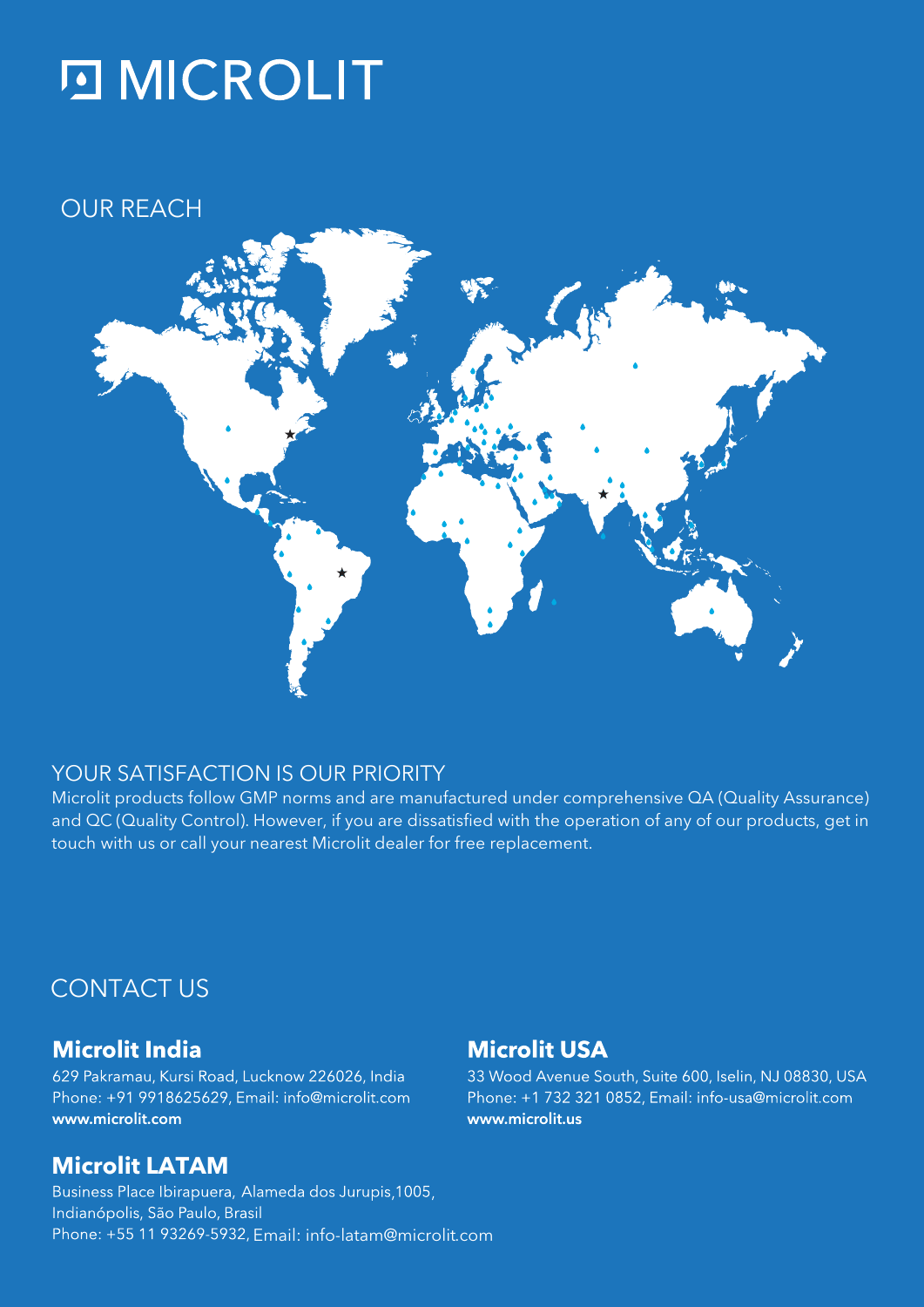# MICROLIT

## OUR REACH

## YOUR SATISFACTION IS OUR PRIORITY

Microlit products follow GMP norms and are manufactured under comprehensive QA (Quality Assurance) and QC (Quality Control). However, if you are dissatisfied with the operation of any of our products, get in touch with us or call your nearest Microlit dealer for free replacement.

## CONTACT US

### Microlit India

629 Pakramau, Kursi Road, Lucknow 226026, India
Phone: +91 9918625629, Email: info@microlit.com
**www.microlit.com**

### Microlit USA

33 Wood Avenue South, Suite 600, Iselin, NJ 08830, USA
Phone: +1 732 321 0852, Email: info-usa@microlit.com
**www.microlit.us**

### Microlit LATAM

Business Place Ibirapuera, Alameda dos Jurupis,1005,
Indianópolis, São Paulo, Brasil
Phone: +55 11 93269-5932, Email: info-latam@microlit.com